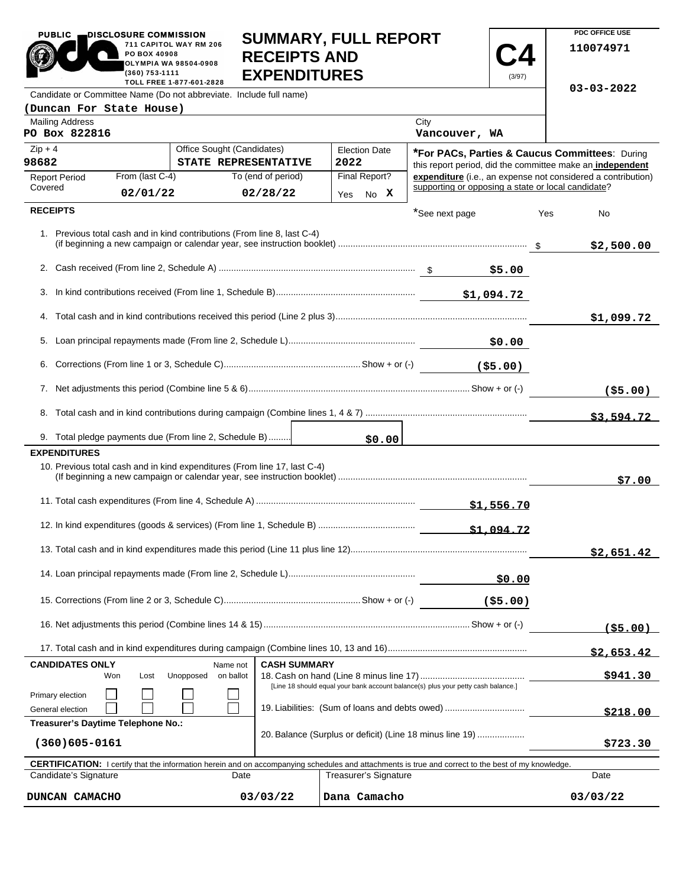**PUBLIC DISCLOSURE COMMISSION**
711 CAPITOL WAY RM 206
PO BOX 40908
OLYMPIA WA 98504-0908
(360) 753-1111
TOLL FREE 1-877-601-2828

# SUMMARY, FULL REPORT RECEIPTS AND EXPENDITURES

**C4** (3/97)

PDC OFFICE USE
110074971
03-03-2022

| Candidate or Committee Name (Do not abbreviate. Include full name) | | | |
|---|---|---|---|
| (Duncan For State House) | | | |
| Mailing Address: PO Box 822816 | | City: Vancouver, WA | |
| Zip + 4: 98682 | Office Sought (Candidates): STATE REPRESENTATIVE | Election Date: 2022 | |
| Report Period Covered | From (last C-4): 02/01/22 | To (end of period): 02/28/22 | Final Report? Yes No **X** |

***For PACs, Parties & Caucus Committees**: During this report period, did the committee make an **independent expenditure** (i.e., an expense not considered a contribution) supporting or opposing a state or local candidate?
*See next page — Yes — No

## RECEIPTS

| | | |
|---|---|---|
| 1. Previous total cash and in kind contributions (From line 8, last C-4) (if beginning a new campaign or calendar year, see instruction booklet) | | $2,500.00 |
| 2. Cash received (From line 2, Schedule A) | $5.00 | |
| 3. In kind contributions received (From line 1, Schedule B) | $1,094.72 | |
| 4. Total cash and in kind contributions received this period (Line 2 plus 3) | | $1,099.72 |
| 5. Loan principal repayments made (From line 2, Schedule L) | $0.00 | |
| 6. Corrections (From line 1 or 3, Schedule C) Show + or (-) | ($5.00) | |
| 7. Net adjustments this period (Combine line 5 & 6) Show + or (-) | | ($5.00) |
| 8. Total cash and in kind contributions during campaign (Combine lines 1, 4 & 7) | | $3,594.72 |
| 9. Total pledge payments due (From line 2, Schedule B) | $0.00 | |

## EXPENDITURES

| | | |
|---|---|---|
| 10. Previous total cash and in kind expenditures (From line 17, last C-4) (If beginning a new campaign or calendar year, see instruction booklet) | | $7.00 |
| 11. Total cash expenditures (From line 4, Schedule A) | $1,556.70 | |
| 12. In kind expenditures (goods & services) (From line 1, Schedule B) | $1,094.72 | |
| 13. Total cash and in kind expenditures made this period (Line 11 plus line 12) | | $2,651.42 |
| 14. Loan principal repayments made (From line 2, Schedule L) | $0.00 | |
| 15. Corrections (From line 2 or 3, Schedule C) Show + or (-) | ($5.00) | |
| 16. Net adjustments this period (Combine lines 14 & 15) Show + or (-) | | ($5.00) |
| 17. Total cash and in kind expenditures during campaign (Combine lines 10, 13 and 16) | | $2,653.42 |

| CANDIDATES ONLY | Won | Lost | Unopposed | Name not on ballot |
|---|---|---|---|---|
| Primary election | ☐ | ☐ | ☐ | ☐ |
| General election | ☐ | ☐ | ☐ | ☐ |

**Treasurer's Daytime Telephone No.:** (360)605-0161

**CASH SUMMARY**

| | |
|---|---|
| 18. Cash on hand (Line 8 minus line 17) [Line 18 should equal your bank account balance(s) plus your petty cash balance.] | $941.30 |
| 19. Liabilities: (Sum of loans and debts owed) | $218.00 |
| 20. Balance (Surplus or deficit) (Line 18 minus line 19) | $723.30 |

**CERTIFICATION:** I certify that the information herein and on accompanying schedules and attachments is true and correct to the best of my knowledge.

| Candidate's Signature | Date | Treasurer's Signature | Date |
|---|---|---|---|
| DUNCAN CAMACHO | 03/03/22 | Dana Camacho | 03/03/22 |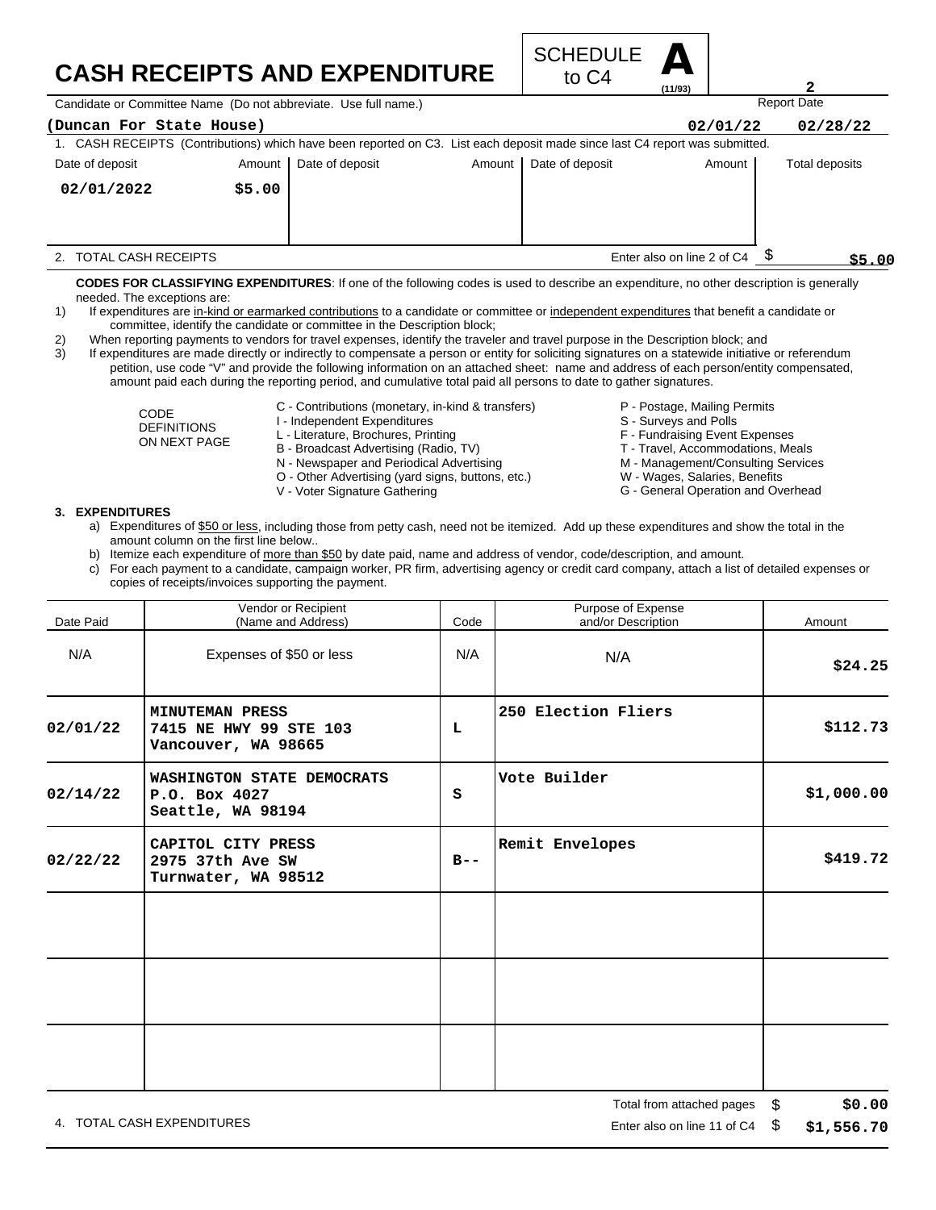# CASH RECEIPTS AND EXPENDITURE

SCHEDULE **A** to C4 (11/93)

**2**

Candidate or Committee Name (Do not abbreviate. Use full name.)

**(Duncan For State House)**

Report Date: **02/01/22** **02/28/22**

1. CASH RECEIPTS (Contributions) which have been reported on C3. List each deposit made since last C4 report was submitted.

| Date of deposit | Amount | Date of deposit | Amount | Date of deposit | Amount | Total deposits |
|---|---|---|---|---|---|---|
| 02/01/2022 | $5.00 | | | | | |

2. TOTAL CASH RECEIPTS — Enter also on line 2 of C4 $ **$5.00**

**CODES FOR CLASSIFYING EXPENDITURES**: If one of the following codes is used to describe an expenditure, no other description is generally needed. The exceptions are:

1) If expenditures are in-kind or earmarked contributions to a candidate or committee or independent expenditures that benefit a candidate or committee, identify the candidate or committee in the Description block;
2) When reporting payments to vendors for travel expenses, identify the traveler and travel purpose in the Description block; and
3) If expenditures are made directly or indirectly to compensate a person or entity for soliciting signatures on a statewide initiative or referendum petition, use code "V" and provide the following information on an attached sheet: name and address of each person/entity compensated, amount paid each during the reporting period, and cumulative total paid all persons to date to gather signatures.

CODE DEFINITIONS ON NEXT PAGE

- C - Contributions (monetary, in-kind & transfers)
- I - Independent Expenditures
- L - Literature, Brochures, Printing
- B - Broadcast Advertising (Radio, TV)
- N - Newspaper and Periodical Advertising
- O - Other Advertising (yard signs, buttons, etc.)
- V - Voter Signature Gathering
- P - Postage, Mailing Permits
- S - Surveys and Polls
- F - Fundraising Event Expenses
- T - Travel, Accommodations, Meals
- M - Management/Consulting Services
- W - Wages, Salaries, Benefits
- G - General Operation and Overhead

**3. EXPENDITURES**

a) Expenditures of $50 or less, including those from petty cash, need not be itemized. Add up these expenditures and show the total in the amount column on the first line below..
b) Itemize each expenditure of more than $50 by date paid, name and address of vendor, code/description, and amount.
c) For each payment to a candidate, campaign worker, PR firm, advertising agency or credit card company, attach a list of detailed expenses or copies of receipts/invoices supporting the payment.

| Date Paid | Vendor or Recipient (Name and Address) | Code | Purpose of Expense and/or Description | Amount |
|---|---|---|---|---|
| N/A | Expenses of $50 or less | N/A | N/A | $24.25 |
| 02/01/22 | MINUTEMAN PRESS<br>7415 NE HWY 99 STE 103<br>Vancouver, WA 98665 | L | 250 Election Fliers | $112.73 |
| 02/14/22 | WASHINGTON STATE DEMOCRATS<br>P.O. Box 4027<br>Seattle, WA 98194 | S | Vote Builder | $1,000.00 |
| 02/22/22 | CAPITOL CITY PRESS<br>2975 37th Ave SW<br>Turnwater, WA 98512 | B-- | Remit Envelopes | $419.72 |
| | | | | |
| | | | | |
| | | | | |

Total from attached pages $ **$0.00**

4. TOTAL CASH EXPENDITURES — Enter also on line 11 of C4 $ **$1,556.70**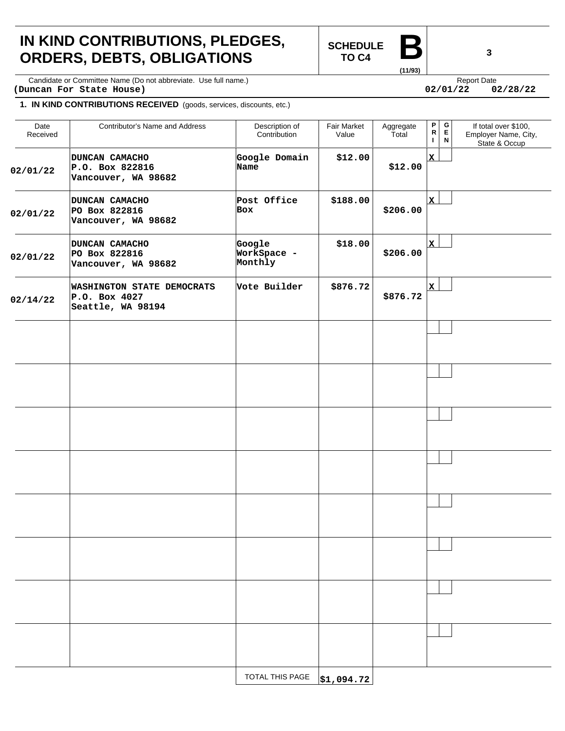# IN KIND CONTRIBUTIONS, PLEDGES, ORDERS, DEBTS, OBLIGATIONS

**SCHEDULE TO C4** **B** (11/93)

Candidate or Committee Name (Do not abbreviate. Use full name.)
**(Duncan For State House)**

Report Date
**02/01/22 02/28/22**

**1. IN KIND CONTRIBUTIONS RECEIVED** (goods, services, discounts, etc.)

| Date Received | Contributor's Name and Address | Description of Contribution | Fair Market Value | Aggregate Total | PRI | GEN | If total over $100, Employer Name, City, State & Occup |
|---|---|---|---|---|---|---|---|
| 02/01/22 | DUNCAN CAMACHO<br>P.O. Box 822816<br>Vancouver, WA 98682 | Google Domain Name | $12.00 | $12.00 | X | | |
| 02/01/22 | DUNCAN CAMACHO<br>PO Box 822816<br>Vancouver, WA 98682 | Post Office Box | $188.00 | $206.00 | X | | |
| 02/01/22 | DUNCAN CAMACHO<br>PO Box 822816<br>Vancouver, WA 98682 | Google WorkSpace - Monthly | $18.00 | $206.00 | X | | |
| 02/14/22 | WASHINGTON STATE DEMOCRATS<br>P.O. Box 4027<br>Seattle, WA 98194 | Vote Builder | $876.72 | $876.72 | X | | |
| | | | | | | | |
| | | | | | | | |
| | | | | | | | |
| | | | | | | | |
| | | | | | | | |
| | | | | | | | |
| | | | | | | | |
| | | | | | | | |
| | | TOTAL THIS PAGE | $1,094.72 | | | | |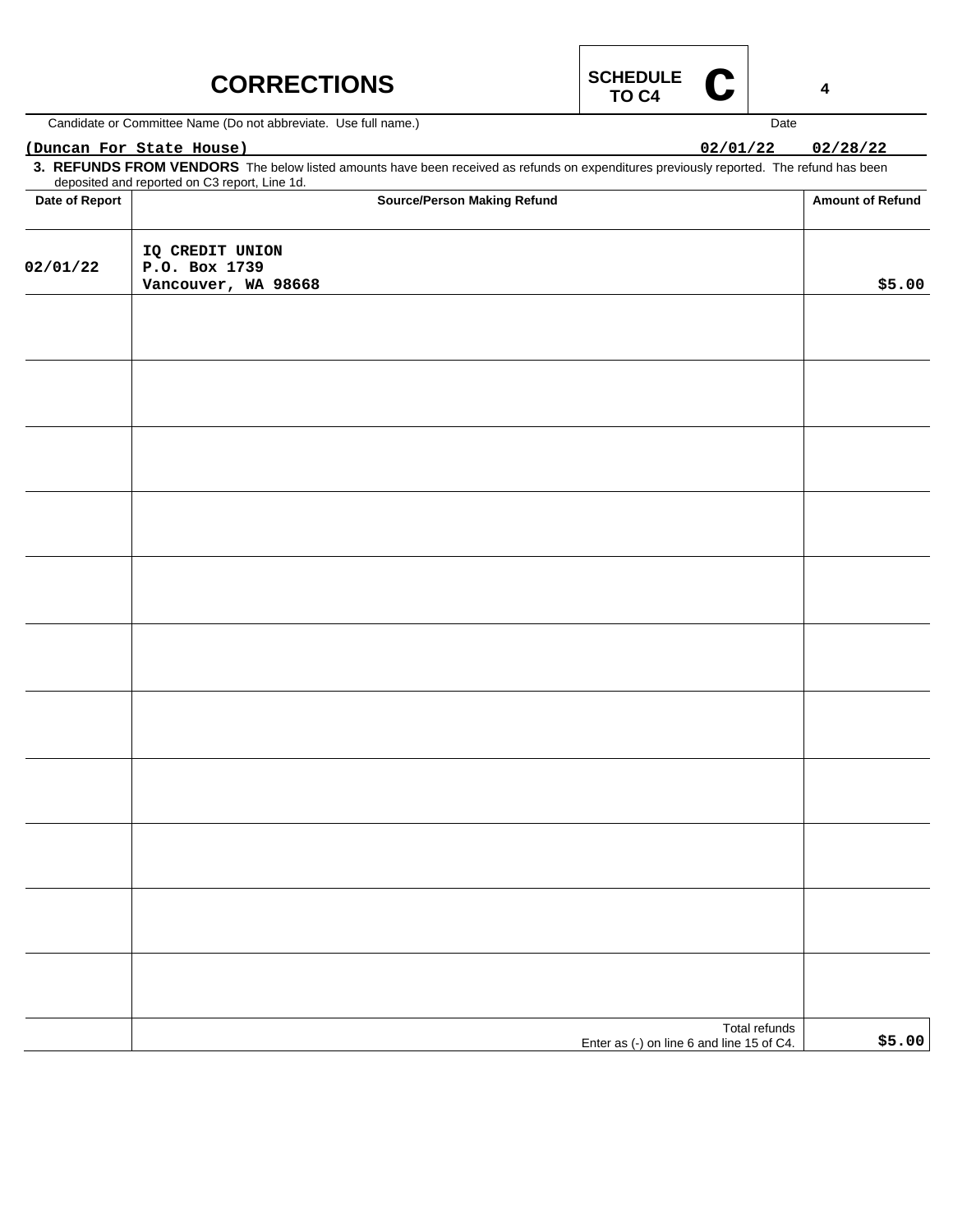# CORRECTIONS

**SCHEDULE TO C4 C**

Candidate or Committee Name (Do not abbreviate. Use full name.) | Date

**(Duncan For State House)** **02/01/22** **02/28/22**

**3. REFUNDS FROM VENDORS** The below listed amounts have been received as refunds on expenditures previously reported. The refund has been deposited and reported on C3 report, Line 1d.

| Date of Report | Source/Person Making Refund | Amount of Refund |
|---|---|---|
| 02/01/22 | IQ CREDIT UNION<br>P.O. Box 1739<br>Vancouver, WA 98668 | $5.00 |
| | | |
| | | |
| | | |
| | | |
| | | |
| | | |
| | | |
| | | |
| | | |
| | | |
| | | |
| | Total refunds<br>Enter as (-) on line 6 and line 15 of C4. | $5.00 |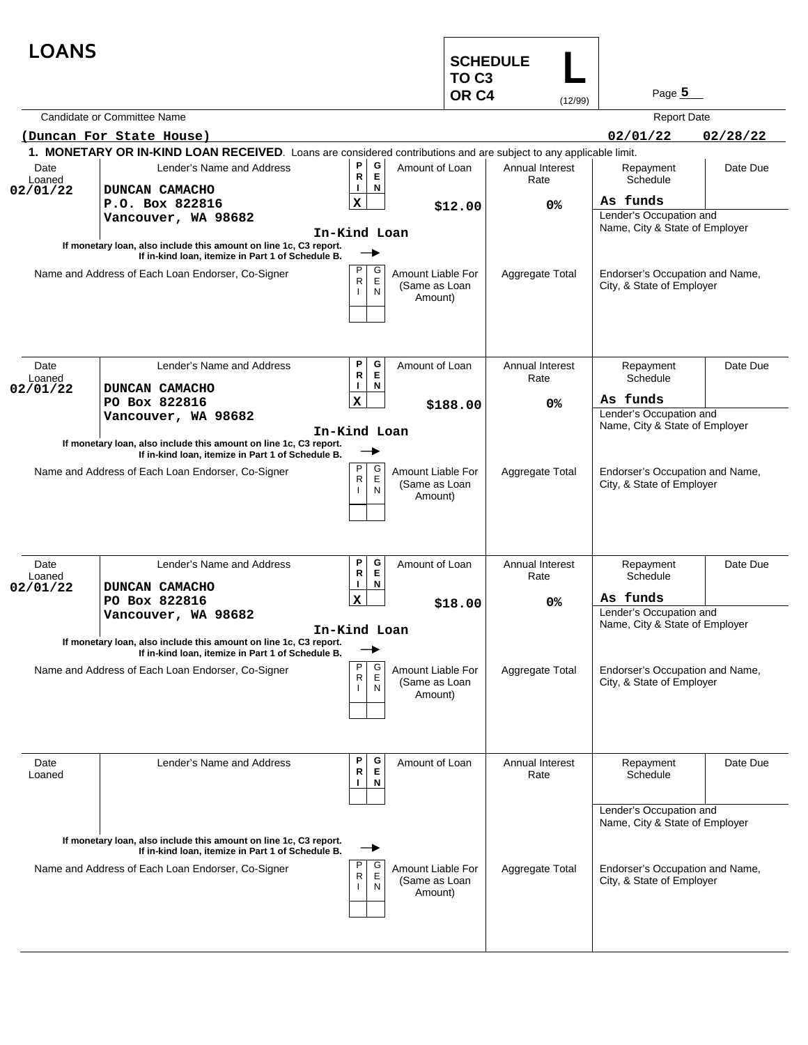# LOANS

**SCHEDULE L TO C3 OR C4** (12/99)

Page 5

| Candidate or Committee Name | Report Date | |
|---|---|---|
| (Duncan For State House) | 02/01/22 | 02/28/22 |

**1. MONETARY OR IN-KIND LOAN RECEIVED**. Loans are considered contributions and are subject to any applicable limit.

| Date Loaned | Lender's Name and Address | PRI | GEN | Amount of Loan | Annual Interest Rate | Repayment Schedule | Date Due | Lender's Occupation and Name, City & State of Employer |
|---|---|---|---|---|---|---|---|---|
| 02/01/22 | DUNCAN CAMACHO<br>P.O. Box 822816<br>Vancouver, WA 98682<br>In-Kind Loan | X | | $12.00 | 0% | As funds | | |

If monetary loan, also include this amount on line 1c, C3 report. If in-kind loan, itemize in Part 1 of Schedule B.

| Name and Address of Each Loan Endorser, Co-Signer | PRI | GEN | Amount Liable For (Same as Loan Amount) | Aggregate Total | Endorser's Occupation and Name, City, & State of Employer |
|---|---|---|---|---|---|
| | | | | | |

| Date Loaned | Lender's Name and Address | PRI | GEN | Amount of Loan | Annual Interest Rate | Repayment Schedule | Date Due | Lender's Occupation and Name, City & State of Employer |
|---|---|---|---|---|---|---|---|---|
| 02/01/22 | DUNCAN CAMACHO<br>PO Box 822816<br>Vancouver, WA 98682<br>In-Kind Loan | X | | $188.00 | 0% | As funds | | |

If monetary loan, also include this amount on line 1c, C3 report. If in-kind loan, itemize in Part 1 of Schedule B.

| Name and Address of Each Loan Endorser, Co-Signer | PRI | GEN | Amount Liable For (Same as Loan Amount) | Aggregate Total | Endorser's Occupation and Name, City, & State of Employer |
|---|---|---|---|---|---|
| | | | | | |

| Date Loaned | Lender's Name and Address | PRI | GEN | Amount of Loan | Annual Interest Rate | Repayment Schedule | Date Due | Lender's Occupation and Name, City & State of Employer |
|---|---|---|---|---|---|---|---|---|
| 02/01/22 | DUNCAN CAMACHO<br>PO Box 822816<br>Vancouver, WA 98682<br>In-Kind Loan | X | | $18.00 | 0% | As funds | | |

If monetary loan, also include this amount on line 1c, C3 report. If in-kind loan, itemize in Part 1 of Schedule B.

| Name and Address of Each Loan Endorser, Co-Signer | PRI | GEN | Amount Liable For (Same as Loan Amount) | Aggregate Total | Endorser's Occupation and Name, City, & State of Employer |
|---|---|---|---|---|---|
| | | | | | |

| Date Loaned | Lender's Name and Address | PRI | GEN | Amount of Loan | Annual Interest Rate | Repayment Schedule | Date Due | Lender's Occupation and Name, City & State of Employer |
|---|---|---|---|---|---|---|---|---|
| | | | | | | | | |

If monetary loan, also include this amount on line 1c, C3 report. If in-kind loan, itemize in Part 1 of Schedule B.

| Name and Address of Each Loan Endorser, Co-Signer | PRI | GEN | Amount Liable For (Same as Loan Amount) | Aggregate Total | Endorser's Occupation and Name, City, & State of Employer |
|---|---|---|---|---|---|
| | | | | | |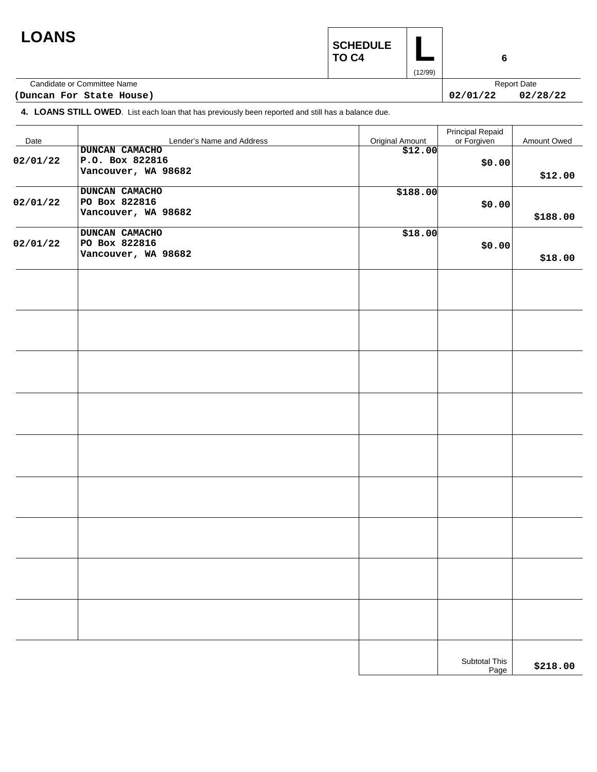# LOANS

**SCHEDULE TO C4** **L** (12/99)

6

Candidate or Committee Name: **(Duncan For State House)**

Report Date: **02/01/22  02/28/22**

**4. LOANS STILL OWED**. List each loan that has previously been reported and still has a balance due.

| Date | Lender's Name and Address | Original Amount | Principal Repaid or Forgiven | Amount Owed |
|---|---|---|---|---|
| 02/01/22 | DUNCAN CAMACHO<br>P.O. Box 822816<br>Vancouver, WA 98682 | $12.00 | $0.00 | $12.00 |
| 02/01/22 | DUNCAN CAMACHO<br>PO Box 822816<br>Vancouver, WA 98682 | $188.00 | $0.00 | $188.00 |
| 02/01/22 | DUNCAN CAMACHO<br>PO Box 822816<br>Vancouver, WA 98682 | $18.00 | $0.00 | $18.00 |
| | | | | |
| | | | | |
| | | | | |
| | | | | |
| | | | | |
| | | | | |
| | | | | |
| | | | | |
| | | | | |
| | | | Subtotal This Page | $218.00 |